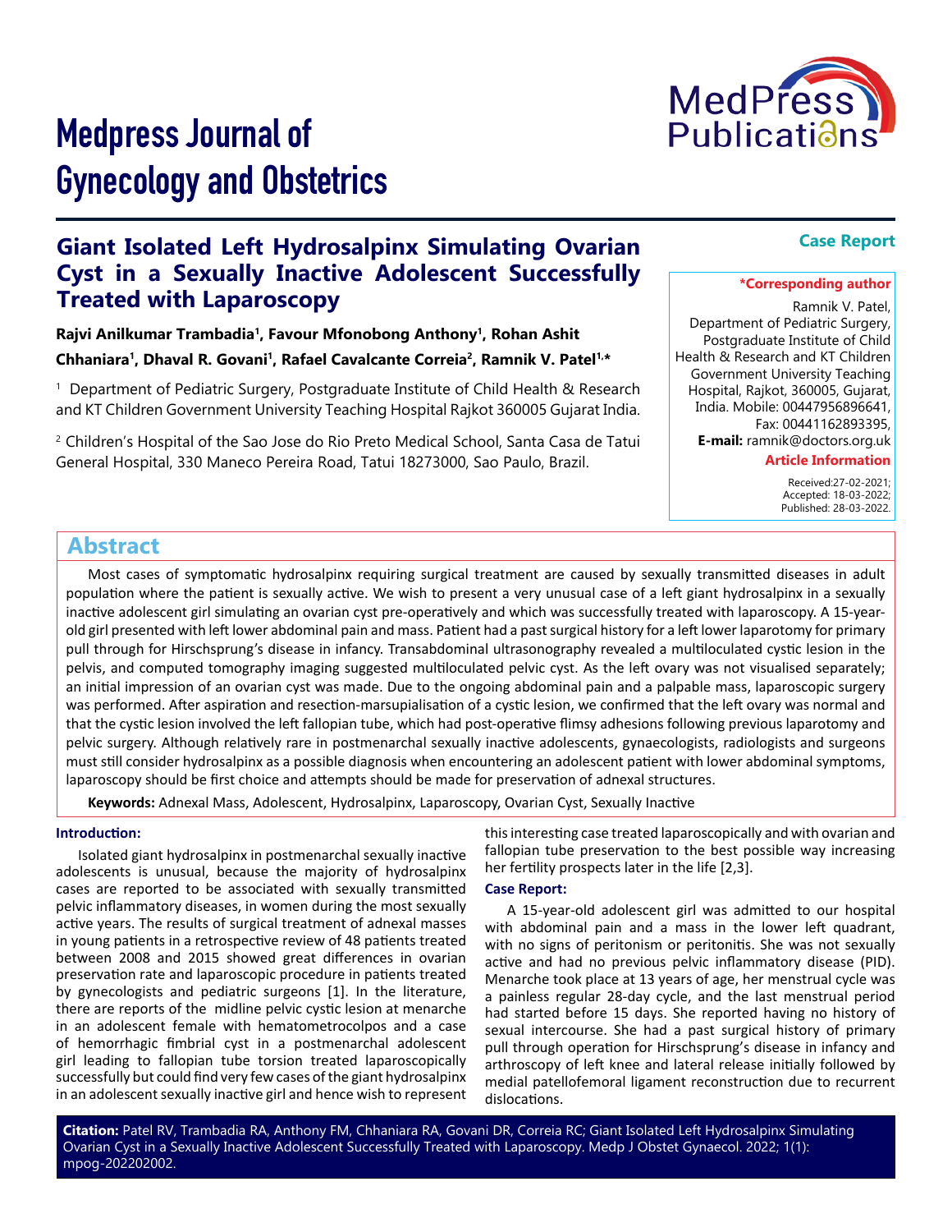# Medpress Journal of Gynecology and Obstetrics

**Case Report**

## Giant Isolated Left Hydrosalpinx Simulating Ovarian Cyst in a Sexually Inactive Adolescent Successfully Treated with Laparoscopy

**Rajvi Anilkumar Trambadia[1], Favour Mfonobong Anthony[1], Rohan Ashit Chhaniara[1], Dhaval R. Govani[1], Rafael Cavalcante Correia[2], Ramnik V. Patel[1,*]**

[1] Department of Pediatric Surgery, Postgraduate Institute of Child Health & Research and KT Children Government University Teaching Hospital Rajkot 360005 Gujarat India.

[2] Children's Hospital of the Sao Jose do Rio Preto Medical School, Santa Casa de Tatui General Hospital, 330 Maneco Pereira Road, Tatui 18273000, Sao Paulo, Brazil.

**\*Corresponding author**

Ramnik V. Patel, Department of Pediatric Surgery, Postgraduate Institute of Child Health & Research and KT Children Government University Teaching Hospital, Rajkot, 360005, Gujarat, India. Mobile: 00447956896641, Fax: 00441162893395, **E-mail:** ramnik@doctors.org.uk

**Article Information**

Received:27-02-2021;
Accepted: 18-03-2022;
Published: 28-03-2022.

## Abstract

Most cases of symptomatic hydrosalpinx requiring surgical treatment are caused by sexually transmitted diseases in adult population where the patient is sexually active. We wish to present a very unusual case of a left giant hydrosalpinx in a sexually inactive adolescent girl simulating an ovarian cyst pre-operatively and which was successfully treated with laparoscopy. A 15-year-old girl presented with left lower abdominal pain and mass. Patient had a past surgical history for a left lower laparotomy for primary pull through for Hirschsprung's disease in infancy. Transabdominal ultrasonography revealed a multiloculated cystic lesion in the pelvis, and computed tomography imaging suggested multiloculated pelvic cyst. As the left ovary was not visualised separately; an initial impression of an ovarian cyst was made. Due to the ongoing abdominal pain and a palpable mass, laparoscopic surgery was performed. After aspiration and resection-marsupialisation of a cystic lesion, we confirmed that the left ovary was normal and that the cystic lesion involved the left fallopian tube, which had post-operative flimsy adhesions following previous laparotomy and pelvic surgery. Although relatively rare in postmenarchal sexually inactive adolescents, gynaecologists, radiologists and surgeons must still consider hydrosalpinx as a possible diagnosis when encountering an adolescent patient with lower abdominal symptoms, laparoscopy should be first choice and attempts should be made for preservation of adnexal structures.

**Keywords:** Adnexal Mass, Adolescent, Hydrosalpinx, Laparoscopy, Ovarian Cyst, Sexually Inactive

### Introduction:

Isolated giant hydrosalpinx in postmenarchal sexually inactive adolescents is unusual, because the majority of hydrosalpinx cases are reported to be associated with sexually transmitted pelvic inflammatory diseases, in women during the most sexually active years. The results of surgical treatment of adnexal masses in young patients in a retrospective review of 48 patients treated between 2008 and 2015 showed great differences in ovarian preservation rate and laparoscopic procedure in patients treated by gynecologists and pediatric surgeons [1]. In the literature, there are reports of the midline pelvic cystic lesion at menarche in an adolescent female with hematometrocolpos and a case of hemorrhagic fimbrial cyst in a postmenarchal adolescent girl leading to fallopian tube torsion treated laparoscopically successfully but could find very few cases of the giant hydrosalpinx in an adolescent sexually inactive girl and hence wish to represent this interesting case treated laparoscopically and with ovarian and fallopian tube preservation to the best possible way increasing her fertility prospects later in the life [2,3].

### Case Report:

A 15-year-old adolescent girl was admitted to our hospital with abdominal pain and a mass in the lower left quadrant, with no signs of peritonism or peritonitis. She was not sexually active and had no previous pelvic inflammatory disease (PID). Menarche took place at 13 years of age, her menstrual cycle was a painless regular 28-day cycle, and the last menstrual period had started before 15 days. She reported having no history of sexual intercourse. She had a past surgical history of primary pull through operation for Hirschsprung's disease in infancy and arthroscopy of left knee and lateral release initially followed by medial patellofemoral ligament reconstruction due to recurrent dislocations.

**Citation:** Patel RV, Trambadia RA, Anthony FM, Chhaniara RA, Govani DR, Correia RC; Giant Isolated Left Hydrosalpinx Simulating Ovarian Cyst in a Sexually Inactive Adolescent Successfully Treated with Laparoscopy. Medp J Obstet Gynaecol. 2022; 1(1): mpog-202202002.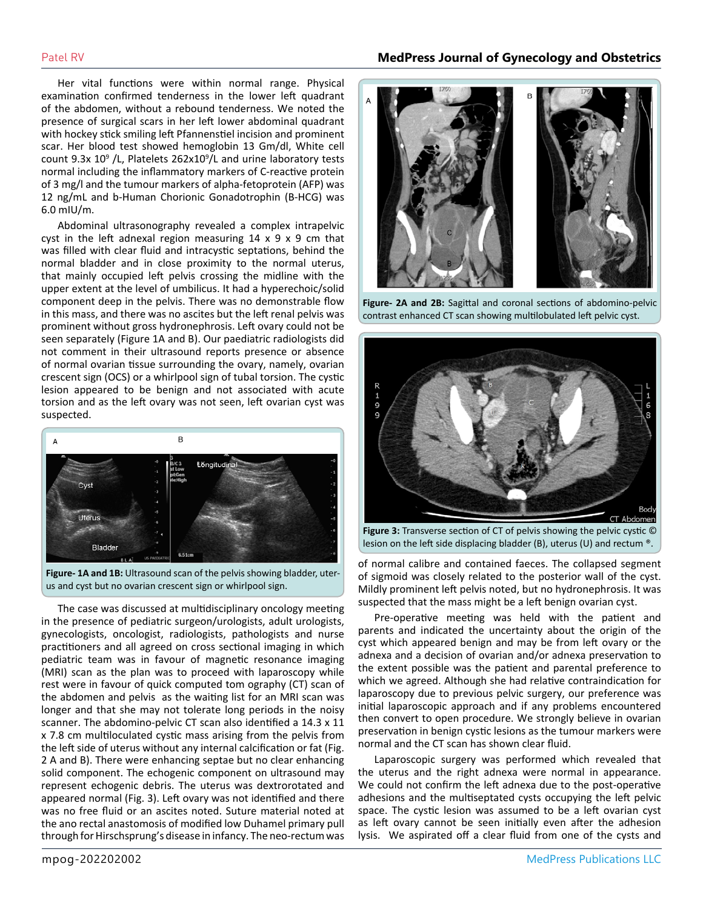Her vital functions were within normal range. Physical examination confirmed tenderness in the lower left quadrant of the abdomen, without a rebound tenderness. We noted the presence of surgical scars in her left lower abdominal quadrant with hockey stick smiling left Pfannenstiel incision and prominent scar. Her blood test showed hemoglobin 13 Gm/dl, White cell count 9.3x $10^9$ /L, Platelets 262x$10^9$/L and urine laboratory tests normal including the inflammatory markers of C-reactive protein of 3 mg/l and the tumour markers of alpha-fetoprotein (AFP) was 12 ng/mL and b-Human Chorionic Gonadotrophin (B-HCG) was 6.0 mIU/m.

Abdominal ultrasonography revealed a complex intrapelvic cyst in the left adnexal region measuring 14 x 9 x 9 cm that was filled with clear fluid and intracystic septations, behind the normal bladder and in close proximity to the normal uterus, that mainly occupied left pelvis crossing the midline with the upper extent at the level of umbilicus. It had a hyperechoic/solid component deep in the pelvis. There was no demonstrable flow in this mass, and there was no ascites but the left renal pelvis was prominent without gross hydronephrosis. Left ovary could not be seen separately (Figure 1A and B). Our paediatric radiologists did not comment in their ultrasound reports presence or absence of normal ovarian tissue surrounding the ovary, namely, ovarian crescent sign (OCS) or a whirlpool sign of tubal torsion. The cystic lesion appeared to be benign and not associated with acute torsion and as the left ovary was not seen, left ovarian cyst was suspected.

**Figure- 1A and 1B:** Ultrasound scan of the pelvis showing bladder, uterus and cyst but no ovarian crescent sign or whirlpool sign.

The case was discussed at multidisciplinary oncology meeting in the presence of pediatric surgeon/urologists, adult urologists, gynecologists, oncologist, radiologists, pathologists and nurse practitioners and all agreed on cross sectional imaging in which pediatric team was in favour of magnetic resonance imaging (MRI) scan as the plan was to proceed with laparoscopy while rest were in favour of quick computed tom ography (CT) scan of the abdomen and pelvis as the waiting list for an MRI scan was longer and that she may not tolerate long periods in the noisy scanner. The abdomino-pelvic CT scan also identified a 14.3 x 11 x 7.8 cm multiloculated cystic mass arising from the pelvis from the left side of uterus without any internal calcification or fat (Fig. 2 A and B). There were enhancing septae but no clear enhancing solid component. The echogenic component on ultrasound may represent echogenic debris. The uterus was dextrorotated and appeared normal (Fig. 3). Left ovary was not identified and there was no free fluid or an ascites noted. Suture material noted at the ano rectal anastomosis of modified low Duhamel primary pull through for Hirschsprung's disease in infancy. The neo-rectum was of normal calibre and contained faeces. The collapsed segment of sigmoid was closely related to the posterior wall of the cyst. Mildly prominent left pelvis noted, but no hydronephrosis. It was suspected that the mass might be a left benign ovarian cyst.

**Figure- 2A and 2B:** Sagittal and coronal sections of abdomino-pelvic contrast enhanced CT scan showing multilobulated left pelvic cyst.

**Figure 3:** Transverse section of CT of pelvis showing the pelvic cystic © lesion on the left side displacing bladder (B), uterus (U) and rectum ®.

Pre-operative meeting was held with the patient and parents and indicated the uncertainty about the origin of the cyst which appeared benign and may be from left ovary or the adnexa and a decision of ovarian and/or adnexa preservation to the extent possible was the patient and parental preference to which we agreed. Although she had relative contraindication for laparoscopy due to previous pelvic surgery, our preference was initial laparoscopic approach and if any problems encountered then convert to open procedure. We strongly believe in ovarian preservation in benign cystic lesions as the tumour markers were normal and the CT scan has shown clear fluid.

Laparoscopic surgery was performed which revealed that the uterus and the right adnexa were normal in appearance. We could not confirm the left adnexa due to the post-operative adhesions and the multiseptated cysts occupying the left pelvic space. The cystic lesion was assumed to be a left ovarian cyst as left ovary cannot be seen initially even after the adhesion lysis. We aspirated off a clear fluid from one of the cysts and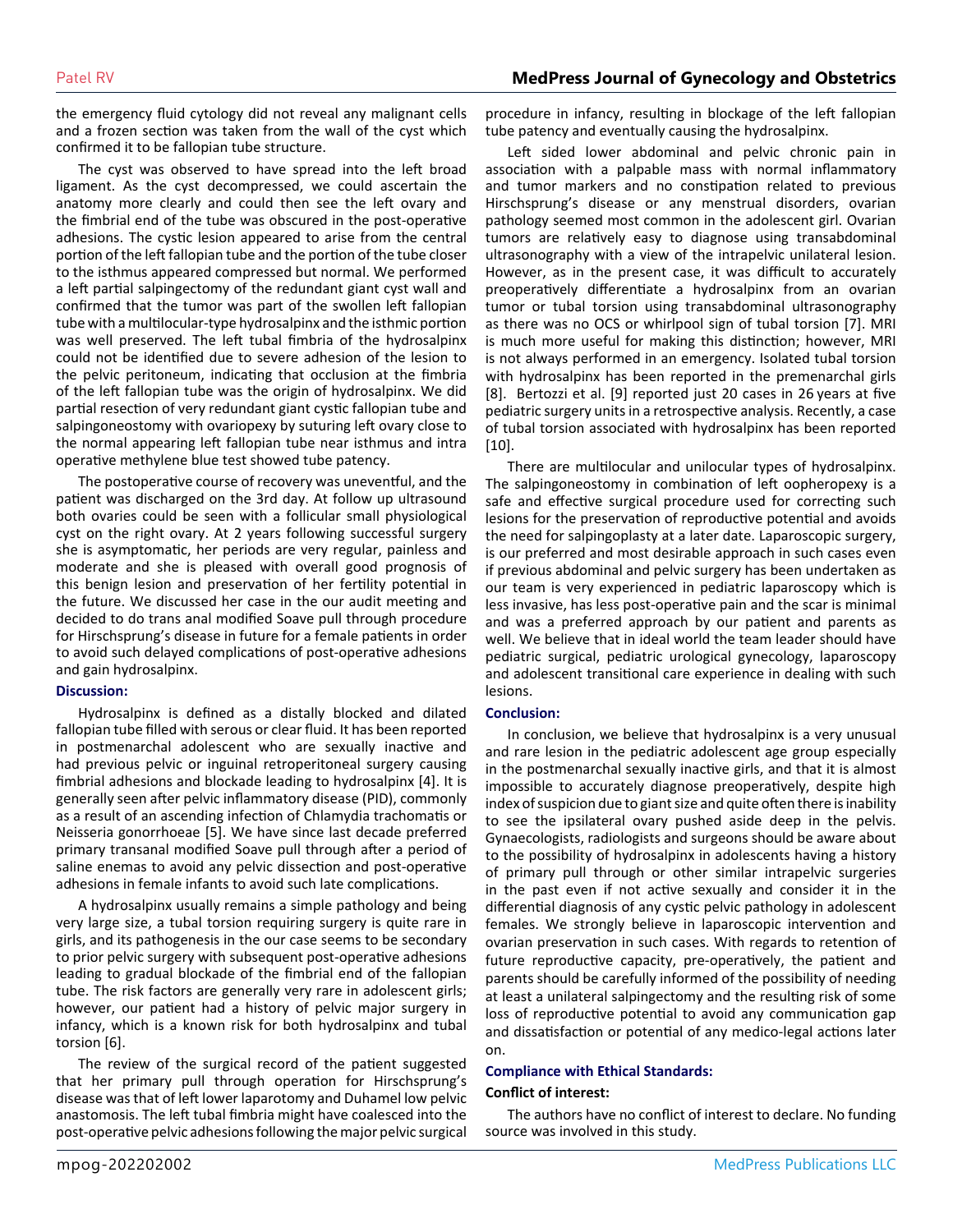the emergency fluid cytology did not reveal any malignant cells and a frozen section was taken from the wall of the cyst which confirmed it to be fallopian tube structure.

The cyst was observed to have spread into the left broad ligament. As the cyst decompressed, we could ascertain the anatomy more clearly and could then see the left ovary and the fimbrial end of the tube was obscured in the post-operative adhesions. The cystic lesion appeared to arise from the central portion of the left fallopian tube and the portion of the tube closer to the isthmus appeared compressed but normal. We performed a left partial salpingectomy of the redundant giant cyst wall and confirmed that the tumor was part of the swollen left fallopian tube with a multilocular-type hydrosalpinx and the isthmic portion was well preserved. The left tubal fimbria of the hydrosalpinx could not be identified due to severe adhesion of the lesion to the pelvic peritoneum, indicating that occlusion at the fimbria of the left fallopian tube was the origin of hydrosalpinx. We did partial resection of very redundant giant cystic fallopian tube and salpingoneostomy with ovariopexy by suturing left ovary close to the normal appearing left fallopian tube near isthmus and intra operative methylene blue test showed tube patency.

The postoperative course of recovery was uneventful, and the patient was discharged on the 3rd day. At follow up ultrasound both ovaries could be seen with a follicular small physiological cyst on the right ovary. At 2 years following successful surgery she is asymptomatic, her periods are very regular, painless and moderate and she is pleased with overall good prognosis of this benign lesion and preservation of her fertility potential in the future. We discussed her case in the our audit meeting and decided to do trans anal modified Soave pull through procedure for Hirschsprung's disease in future for a female patients in order to avoid such delayed complications of post-operative adhesions and gain hydrosalpinx.

## Discussion:

Hydrosalpinx is defined as a distally blocked and dilated fallopian tube filled with serous or clear fluid. It has been reported in postmenarchal adolescent who are sexually inactive and had previous pelvic or inguinal retroperitoneal surgery causing fimbrial adhesions and blockade leading to hydrosalpinx [4]. It is generally seen after pelvic inflammatory disease (PID), commonly as a result of an ascending infection of Chlamydia trachomatis or Neisseria gonorrhoeae [5]. We have since last decade preferred primary transanal modified Soave pull through after a period of saline enemas to avoid any pelvic dissection and post-operative adhesions in female infants to avoid such late complications.

A hydrosalpinx usually remains a simple pathology and being very large size, a tubal torsion requiring surgery is quite rare in girls, and its pathogenesis in the our case seems to be secondary to prior pelvic surgery with subsequent post-operative adhesions leading to gradual blockade of the fimbrial end of the fallopian tube. The risk factors are generally very rare in adolescent girls; however, our patient had a history of pelvic major surgery in infancy, which is a known risk for both hydrosalpinx and tubal torsion [6].

The review of the surgical record of the patient suggested that her primary pull through operation for Hirschsprung's disease was that of left lower laparotomy and Duhamel low pelvic anastomosis. The left tubal fimbria might have coalesced into the post-operative pelvic adhesions following the major pelvic surgical procedure in infancy, resulting in blockage of the left fallopian tube patency and eventually causing the hydrosalpinx.

Left sided lower abdominal and pelvic chronic pain in association with a palpable mass with normal inflammatory and tumor markers and no constipation related to previous Hirschsprung's disease or any menstrual disorders, ovarian pathology seemed most common in the adolescent girl. Ovarian tumors are relatively easy to diagnose using transabdominal ultrasonography with a view of the intrapelvic unilateral lesion. However, as in the present case, it was difficult to accurately preoperatively differentiate a hydrosalpinx from an ovarian tumor or tubal torsion using transabdominal ultrasonography as there was no OCS or whirlpool sign of tubal torsion [7]. MRI is much more useful for making this distinction; however, MRI is not always performed in an emergency. Isolated tubal torsion with hydrosalpinx has been reported in the premenarchal girls [8]. Bertozzi et al. [9] reported just 20 cases in 26 years at five pediatric surgery units in a retrospective analysis. Recently, a case of tubal torsion associated with hydrosalpinx has been reported [10].

There are multilocular and unilocular types of hydrosalpinx. The salpingoneostomy in combination of left oopheropexy is a safe and effective surgical procedure used for correcting such lesions for the preservation of reproductive potential and avoids the need for salpingoplasty at a later date. Laparoscopic surgery, is our preferred and most desirable approach in such cases even if previous abdominal and pelvic surgery has been undertaken as our team is very experienced in pediatric laparoscopy which is less invasive, has less post-operative pain and the scar is minimal and was a preferred approach by our patient and parents as well. We believe that in ideal world the team leader should have pediatric surgical, pediatric urological gynecology, laparoscopy and adolescent transitional care experience in dealing with such lesions.

## Conclusion:

In conclusion, we believe that hydrosalpinx is a very unusual and rare lesion in the pediatric adolescent age group especially in the postmenarchal sexually inactive girls, and that it is almost impossible to accurately diagnose preoperatively, despite high index of suspicion due to giant size and quite often there is inability to see the ipsilateral ovary pushed aside deep in the pelvis. Gynaecologists, radiologists and surgeons should be aware about to the possibility of hydrosalpinx in adolescents having a history of primary pull through or other similar intrapelvic surgeries in the past even if not active sexually and consider it in the differential diagnosis of any cystic pelvic pathology in adolescent females. We strongly believe in laparoscopic intervention and ovarian preservation in such cases. With regards to retention of future reproductive capacity, pre-operatively, the patient and parents should be carefully informed of the possibility of needing at least a unilateral salpingectomy and the resulting risk of some loss of reproductive potential to avoid any communication gap and dissatisfaction or potential of any medico-legal actions later on.

## Compliance with Ethical Standards:

### Conflict of interest:

The authors have no conflict of interest to declare. No funding source was involved in this study.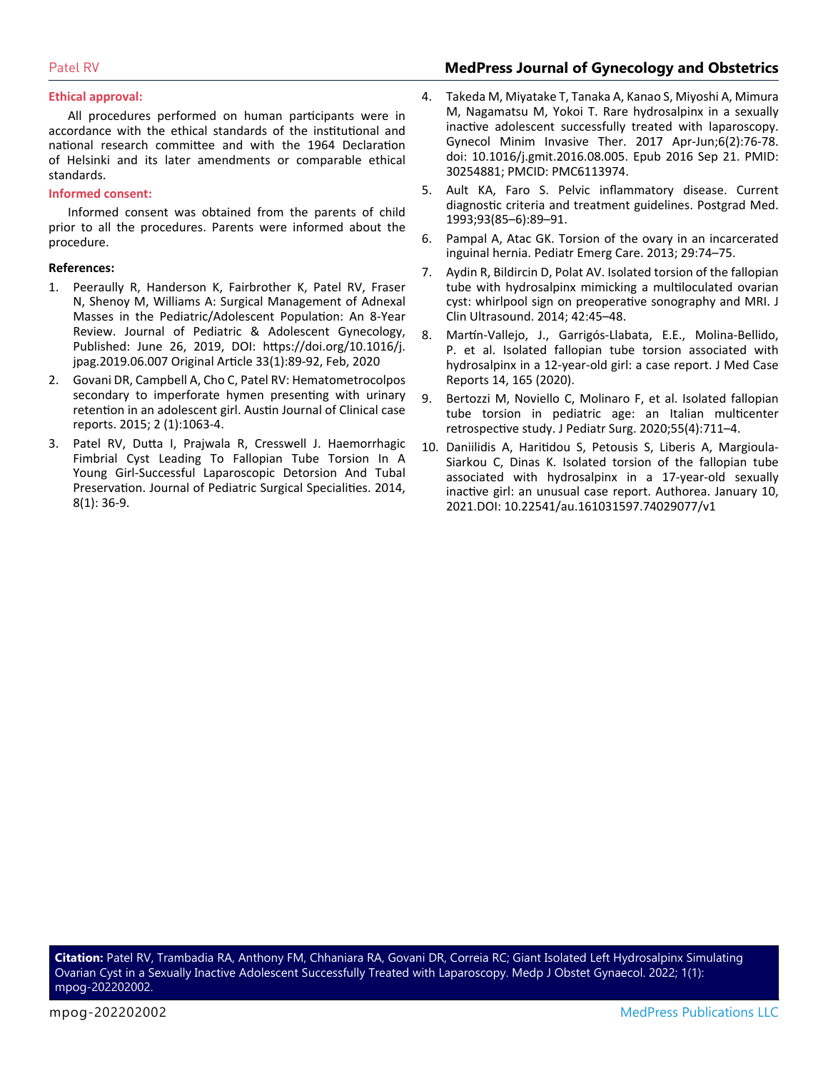### Ethical approval:

All procedures performed on human participants were in accordance with the ethical standards of the institutional and national research committee and with the 1964 Declaration of Helsinki and its later amendments or comparable ethical standards.

### Informed consent:

Informed consent was obtained from the parents of child prior to all the procedures. Parents were informed about the procedure.

### References:

1. Peeraully R, Handerson K, Fairbrother K, Patel RV, Fraser N, Shenoy M, Williams A: Surgical Management of Adnexal Masses in the Pediatric/Adolescent Population: An 8-Year Review. Journal of Pediatric & Adolescent Gynecology, Published: June 26, 2019, DOI: https://doi.org/10.1016/j.jpag.2019.06.007 Original Article 33(1):89-92, Feb, 2020
2. Govani DR, Campbell A, Cho C, Patel RV: Hematometrocolpos secondary to imperforate hymen presenting with urinary retention in an adolescent girl. Austin Journal of Clinical case reports. 2015; 2 (1):1063-4.
3. Patel RV, Dutta I, Prajwala R, Cresswell J. Haemorrhagic Fimbrial Cyst Leading To Fallopian Tube Torsion In A Young Girl-Successful Laparoscopic Detorsion And Tubal Preservation. Journal of Pediatric Surgical Specialities. 2014, 8(1): 36-9.
4. Takeda M, Miyatake T, Tanaka A, Kanao S, Miyoshi A, Mimura M, Nagamatsu M, Yokoi T. Rare hydrosalpinx in a sexually inactive adolescent successfully treated with laparoscopy. Gynecol Minim Invasive Ther. 2017 Apr-Jun;6(2):76-78. doi: 10.1016/j.gmit.2016.08.005. Epub 2016 Sep 21. PMID: 30254881; PMCID: PMC6113974.
5. Ault KA, Faro S. Pelvic inflammatory disease. Current diagnostic criteria and treatment guidelines. Postgrad Med. 1993;93(85–6):89–91.
6. Pampal A, Atac GK. Torsion of the ovary in an incarcerated inguinal hernia. Pediatr Emerg Care. 2013; 29:74–75.
7. Aydin R, Bildircin D, Polat AV. Isolated torsion of the fallopian tube with hydrosalpinx mimicking a multiloculated ovarian cyst: whirlpool sign on preoperative sonography and MRI. J Clin Ultrasound. 2014; 42:45–48.
8. Martín-Vallejo, J., Garrigós-Llabata, E.E., Molina-Bellido, P. et al. Isolated fallopian tube torsion associated with hydrosalpinx in a 12-year-old girl: a case report. J Med Case Reports 14, 165 (2020).
9. Bertozzi M, Noviello C, Molinaro F, et al. Isolated fallopian tube torsion in pediatric age: an Italian multicenter retrospective study. J Pediatr Surg. 2020;55(4):711–4.
10. Daniilidis A, Haritidou S, Petousis S, Liberis A, Margioula-Siarkou C, Dinas K. Isolated torsion of the fallopian tube associated with hydrosalpinx in a 17-year-old sexually inactive girl: an unusual case report. Authorea. January 10, 2021.DOI: 10.22541/au.161031597.74029077/v1

**Citation:** Patel RV, Trambadia RA, Anthony FM, Chhaniara RA, Govani DR, Correia RC; Giant Isolated Left Hydrosalpinx Simulating Ovarian Cyst in a Sexually Inactive Adolescent Successfully Treated with Laparoscopy. Medp J Obstet Gynaecol. 2022; 1(1): mpog-202202002.